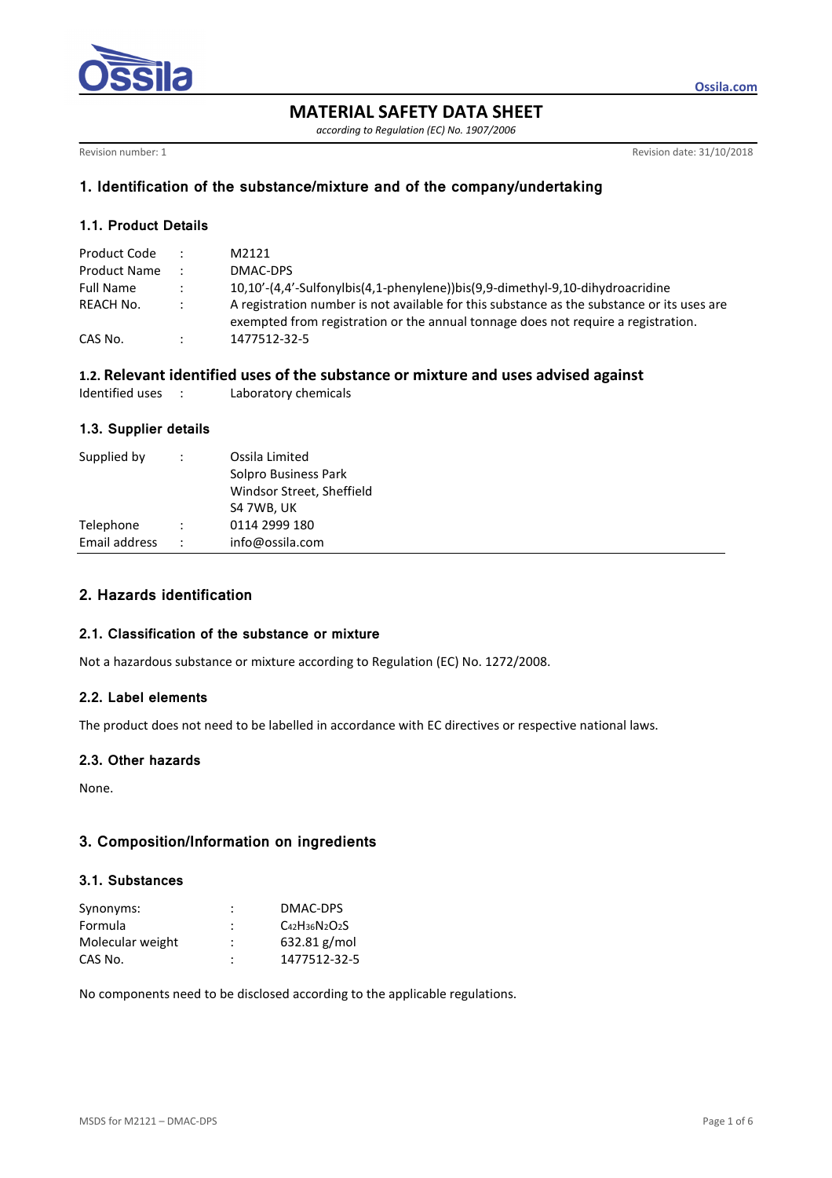# MATERIAL SAFETY DATA SHEET

*according to Regulation (EC) No. 1907/2006*

Revision number: 1 Revision date: 31/10/2018

## 1. Identification of the substance/mixture and of the company/undertaking

### 1.1. Product Details

| | | |
|---|---|---|
| Product Code | : | M2121 |
| Product Name | : | DMAC-DPS |
| Full Name | : | 10,10'-(4,4'-Sulfonylbis(4,1-phenylene))bis(9,9-dimethyl-9,10-dihydroacridine |
| REACH No. | : | A registration number is not available for this substance as the substance or its uses are exempted from registration or the annual tonnage does not require a registration. |
| CAS No. | : | 1477512-32-5 |

### 1.2. Relevant identified uses of the substance or mixture and uses advised against

Identified uses : Laboratory chemicals

### 1.3. Supplier details

| | | |
|---|---|---|
| Supplied by | : | Ossila Limited<br>Solpro Business Park<br>Windsor Street, Sheffield<br>S4 7WB, UK |
| Telephone | : | 0114 2999 180 |
| Email address | : | info@ossila.com |

## 2. Hazards identification

### 2.1. Classification of the substance or mixture

Not a hazardous substance or mixture according to Regulation (EC) No. 1272/2008.

### 2.2. Label elements

The product does not need to be labelled in accordance with EC directives or respective national laws.

### 2.3. Other hazards

None.

## 3. Composition/Information on ingredients

### 3.1. Substances

| | | |
|---|---|---|
| Synonyms: | : | DMAC-DPS |
| Formula | : | $C_{42}H_{36}N_2O_2S$ |
| Molecular weight | : | 632.81 g/mol |
| CAS No. | : | 1477512-32-5 |

No components need to be disclosed according to the applicable regulations.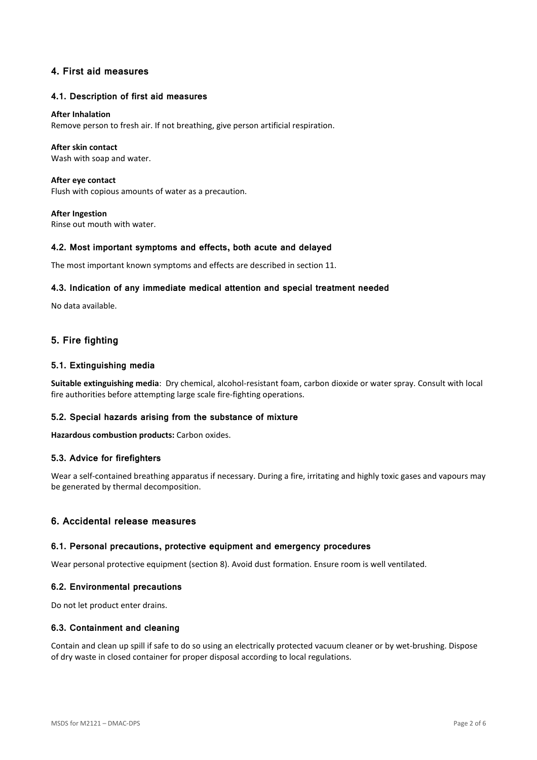## 4. First aid measures

### 4.1. Description of first aid measures

**After Inhalation**
Remove person to fresh air. If not breathing, give person artificial respiration.

**After skin contact**
Wash with soap and water.

**After eye contact**
Flush with copious amounts of water as a precaution.

**After Ingestion**
Rinse out mouth with water.

### 4.2. Most important symptoms and effects, both acute and delayed

The most important known symptoms and effects are described in section 11.

### 4.3. Indication of any immediate medical attention and special treatment needed

No data available.

## 5. Fire fighting

### 5.1. Extinguishing media

**Suitable extinguishing media**: Dry chemical, alcohol-resistant foam, carbon dioxide or water spray. Consult with local fire authorities before attempting large scale fire-fighting operations.

### 5.2. Special hazards arising from the substance of mixture

**Hazardous combustion products:** Carbon oxides.

### 5.3. Advice for firefighters

Wear a self-contained breathing apparatus if necessary. During a fire, irritating and highly toxic gases and vapours may be generated by thermal decomposition.

## 6. Accidental release measures

### 6.1. Personal precautions, protective equipment and emergency procedures

Wear personal protective equipment (section 8). Avoid dust formation. Ensure room is well ventilated.

### 6.2. Environmental precautions

Do not let product enter drains.

### 6.3. Containment and cleaning

Contain and clean up spill if safe to do so using an electrically protected vacuum cleaner or by wet-brushing. Dispose of dry waste in closed container for proper disposal according to local regulations.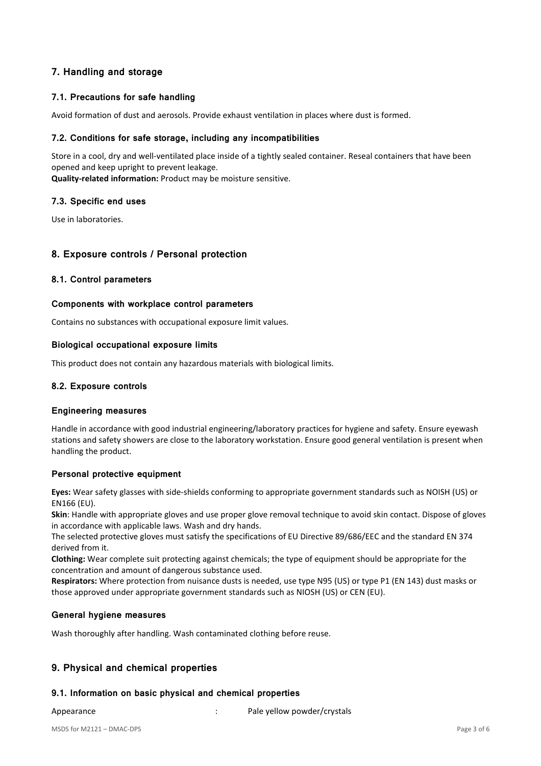## 7. Handling and storage

### 7.1. Precautions for safe handling

Avoid formation of dust and aerosols. Provide exhaust ventilation in places where dust is formed.

### 7.2. Conditions for safe storage, including any incompatibilities

Store in a cool, dry and well-ventilated place inside of a tightly sealed container. Reseal containers that have been opened and keep upright to prevent leakage.
**Quality-related information:** Product may be moisture sensitive.

### 7.3. Specific end uses

Use in laboratories.

## 8. Exposure controls / Personal protection

### 8.1. Control parameters

#### Components with workplace control parameters

Contains no substances with occupational exposure limit values.

#### Biological occupational exposure limits

This product does not contain any hazardous materials with biological limits.

### 8.2. Exposure controls

#### Engineering measures

Handle in accordance with good industrial engineering/laboratory practices for hygiene and safety. Ensure eyewash stations and safety showers are close to the laboratory workstation. Ensure good general ventilation is present when handling the product.

#### Personal protective equipment

**Eyes:** Wear safety glasses with side-shields conforming to appropriate government standards such as NOISH (US) or EN166 (EU).
**Skin**: Handle with appropriate gloves and use proper glove removal technique to avoid skin contact. Dispose of gloves in accordance with applicable laws. Wash and dry hands.
The selected protective gloves must satisfy the specifications of EU Directive 89/686/EEC and the standard EN 374 derived from it.
**Clothing:** Wear complete suit protecting against chemicals; the type of equipment should be appropriate for the concentration and amount of dangerous substance used.
**Respirators:** Where protection from nuisance dusts is needed, use type N95 (US) or type P1 (EN 143) dust masks or those approved under appropriate government standards such as NIOSH (US) or CEN (EU).

#### General hygiene measures

Wash thoroughly after handling. Wash contaminated clothing before reuse.

## 9. Physical and chemical properties

### 9.1. Information on basic physical and chemical properties

Appearance : Pale yellow powder/crystals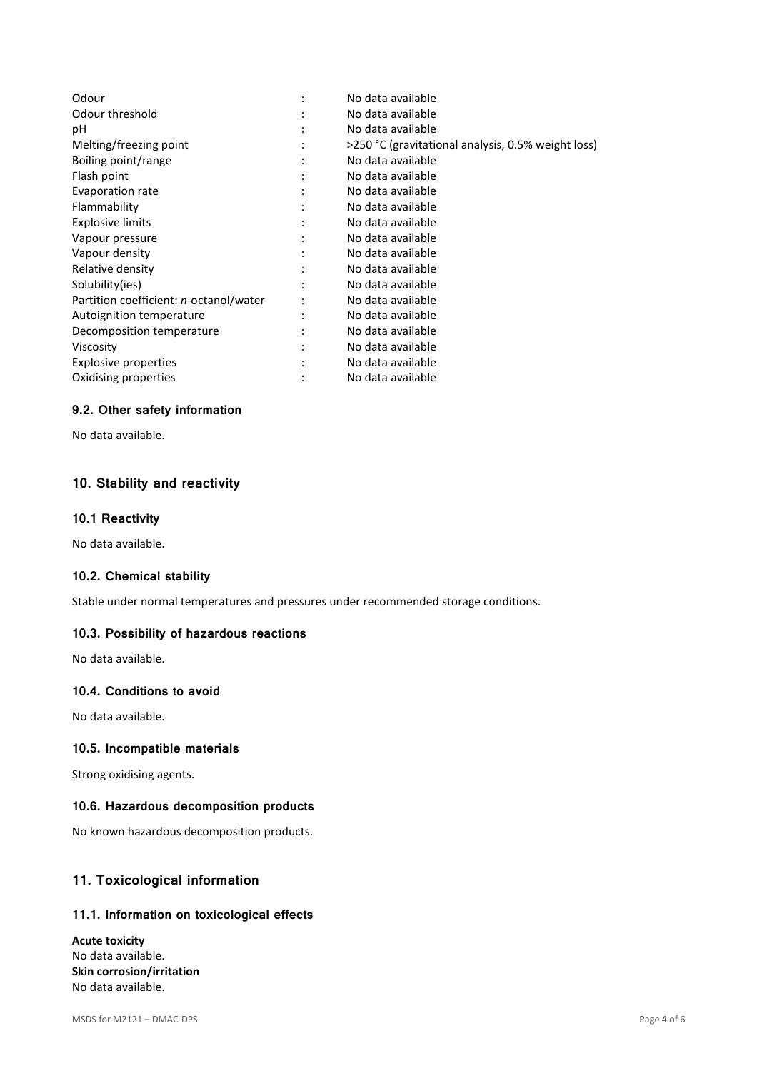| | | |
|---|---|---|
| Odour | : | No data available |
| Odour threshold | : | No data available |
| pH | : | No data available |
| Melting/freezing point | : | >250 °C (gravitational analysis, 0.5% weight loss) |
| Boiling point/range | : | No data available |
| Flash point | : | No data available |
| Evaporation rate | : | No data available |
| Flammability | : | No data available |
| Explosive limits | : | No data available |
| Vapour pressure | : | No data available |
| Vapour density | : | No data available |
| Relative density | : | No data available |
| Solubility(ies) | : | No data available |
| Partition coefficient: *n*-octanol/water | : | No data available |
| Autoignition temperature | : | No data available |
| Decomposition temperature | : | No data available |
| Viscosity | : | No data available |
| Explosive properties | : | No data available |
| Oxidising properties | : | No data available |

### 9.2. Other safety information

No data available.

## 10. Stability and reactivity

### 10.1 Reactivity

No data available.

### 10.2. Chemical stability

Stable under normal temperatures and pressures under recommended storage conditions.

### 10.3. Possibility of hazardous reactions

No data available.

### 10.4. Conditions to avoid

No data available.

### 10.5. Incompatible materials

Strong oxidising agents.

### 10.6. Hazardous decomposition products

No known hazardous decomposition products.

## 11. Toxicological information

### 11.1. Information on toxicological effects

**Acute toxicity**
No data available.
**Skin corrosion/irritation**
No data available.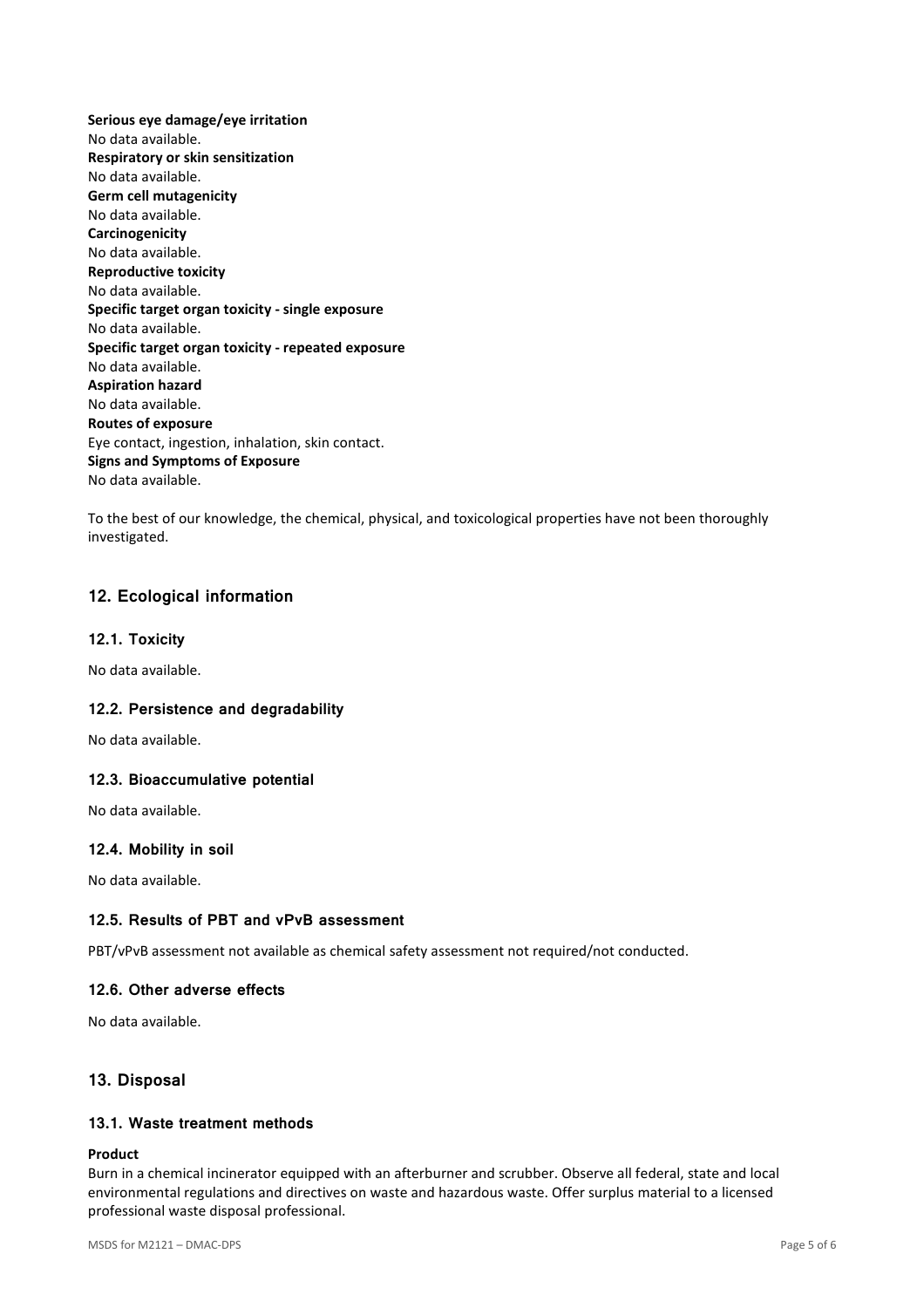**Serious eye damage/eye irritation**
No data available.
**Respiratory or skin sensitization**
No data available.
**Germ cell mutagenicity**
No data available.
**Carcinogenicity**
No data available.
**Reproductive toxicity**
No data available.
**Specific target organ toxicity - single exposure**
No data available.
**Specific target organ toxicity - repeated exposure**
No data available.
**Aspiration hazard**
No data available.
**Routes of exposure**
Eye contact, ingestion, inhalation, skin contact.
**Signs and Symptoms of Exposure**
No data available.

To the best of our knowledge, the chemical, physical, and toxicological properties have not been thoroughly investigated.

## 12. Ecological information

### 12.1. Toxicity

No data available.

### 12.2. Persistence and degradability

No data available.

### 12.3. Bioaccumulative potential

No data available.

### 12.4. Mobility in soil

No data available.

### 12.5. Results of PBT and vPvB assessment

PBT/vPvB assessment not available as chemical safety assessment not required/not conducted.

### 12.6. Other adverse effects

No data available.

## 13. Disposal

### 13.1. Waste treatment methods

**Product**
Burn in a chemical incinerator equipped with an afterburner and scrubber. Observe all federal, state and local environmental regulations and directives on waste and hazardous waste. Offer surplus material to a licensed professional waste disposal professional.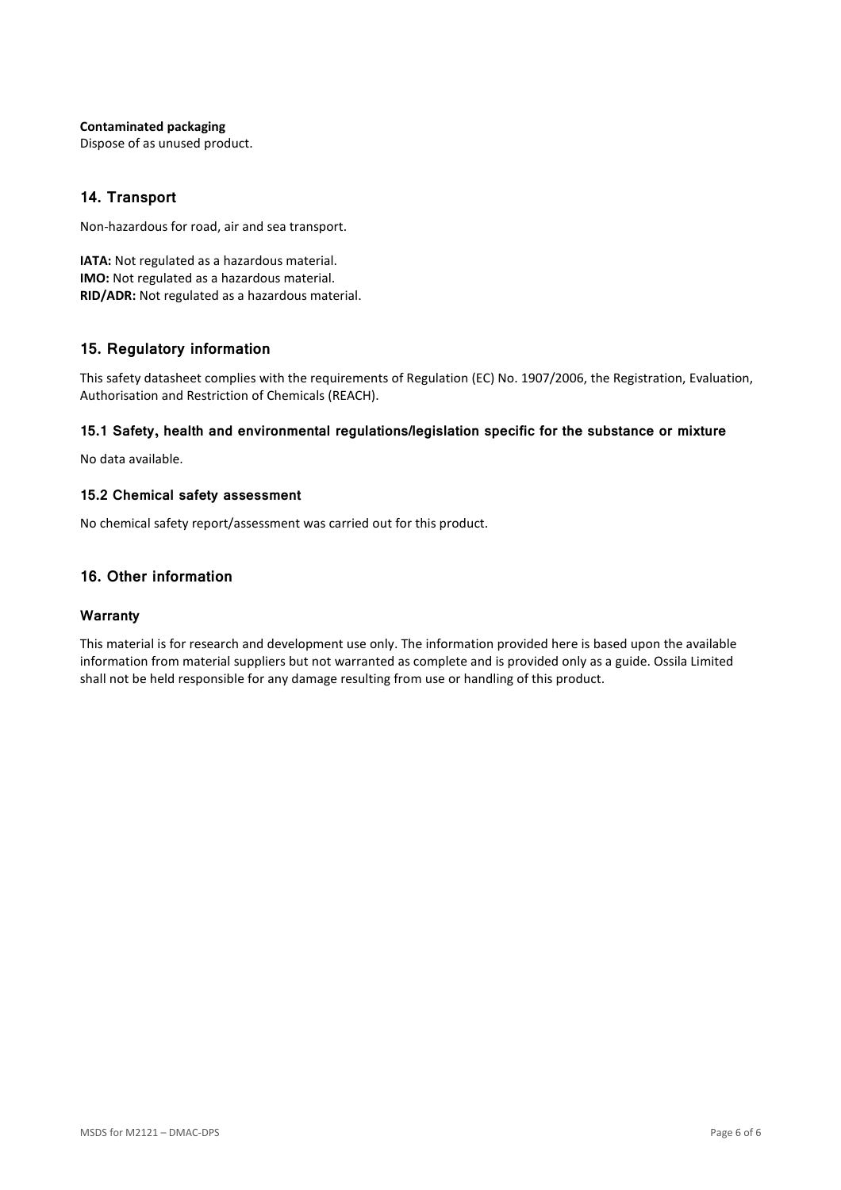**Contaminated packaging**

Dispose of as unused product.

## 14. Transport

Non-hazardous for road, air and sea transport.

**IATA:** Not regulated as a hazardous material.
**IMO:** Not regulated as a hazardous material.
**RID/ADR:** Not regulated as a hazardous material.

## 15. Regulatory information

This safety datasheet complies with the requirements of Regulation (EC) No. 1907/2006, the Registration, Evaluation, Authorisation and Restriction of Chemicals (REACH).

### 15.1 Safety, health and environmental regulations/legislation specific for the substance or mixture

No data available.

### 15.2 Chemical safety assessment

No chemical safety report/assessment was carried out for this product.

## 16. Other information

### Warranty

This material is for research and development use only. The information provided here is based upon the available information from material suppliers but not warranted as complete and is provided only as a guide. Ossila Limited shall not be held responsible for any damage resulting from use or handling of this product.